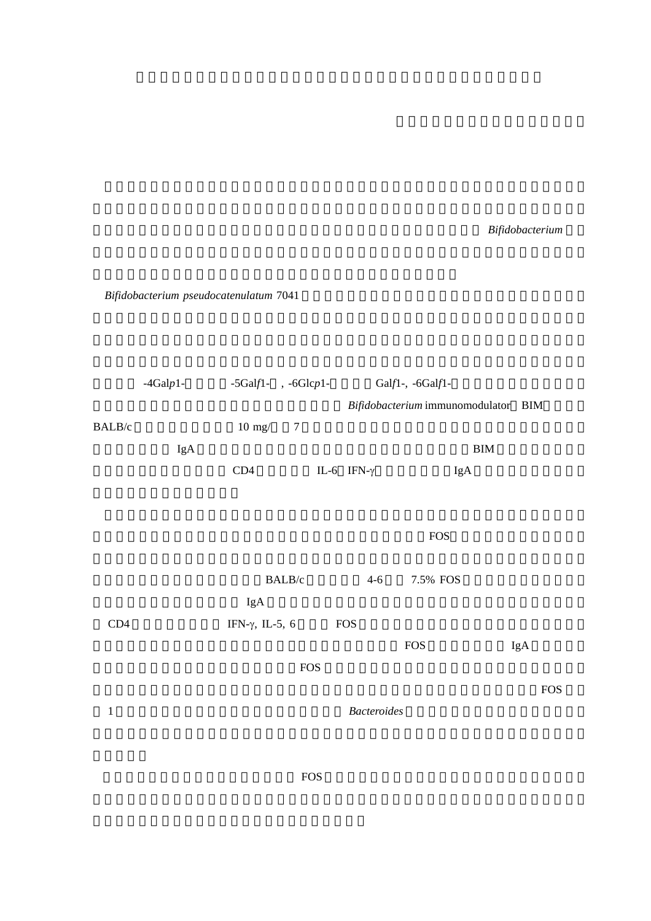*Bifidobacterium*

*Bifidobacterium pseudocatenulatum* 7041

-4Gal*p*1- -5Gal*f*1- , -6Glc*p*1- Gal*f*1-, -6Gal*f*1-

*Bifidobacterium* immunomodulator BIM

BALB/c 10 mg/ 7

IgA BIM

CD4 IL-6 IFN-γ IgA

FOS

BALB/c 4-6 7.5% FOS

IgA

CD4 IFN-γ, IL-5, 6 FOS

FOS IgA

FOS

FOS

1 *Bacteroides*

FOS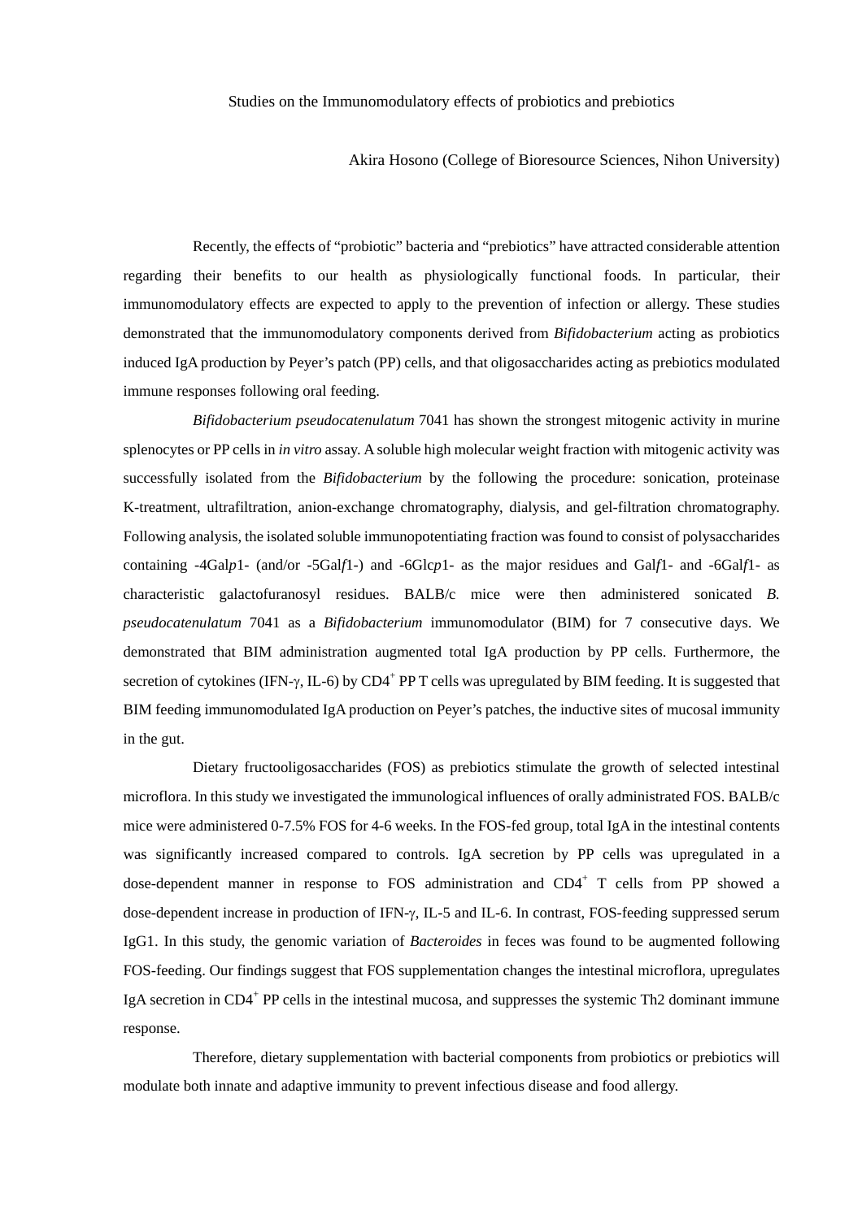# Studies on the Immunomodulatory effects of probiotics and prebiotics

Akira Hosono (College of Bioresource Sciences, Nihon University)

Recently, the effects of "probiotic" bacteria and "prebiotics" have attracted considerable attention regarding their benefits to our health as physiologically functional foods. In particular, their immunomodulatory effects are expected to apply to the prevention of infection or allergy. These studies demonstrated that the immunomodulatory components derived from *Bifidobacterium* acting as probiotics induced IgA production by Peyer's patch (PP) cells, and that oligosaccharides acting as prebiotics modulated immune responses following oral feeding.

*Bifidobacterium pseudocatenulatum* 7041 has shown the strongest mitogenic activity in murine splenocytes or PP cells in *in vitro* assay. A soluble high molecular weight fraction with mitogenic activity was successfully isolated from the *Bifidobacterium* by the following the procedure: sonication, proteinase K-treatment, ultrafiltration, anion-exchange chromatography, dialysis, and gel-filtration chromatography. Following analysis, the isolated soluble immunopotentiating fraction was found to consist of polysaccharides containing -4Gal*p*1- (and/or -5Gal*f*1-) and -6Glc*p*1- as the major residues and Gal*f*1- and -6Gal*f*1- as characteristic galactofuranosyl residues. BALB/c mice were then administered sonicated *B. pseudocatenulatum* 7041 as a *Bifidobacterium* immunomodulator (BIM) for 7 consecutive days. We demonstrated that BIM administration augmented total IgA production by PP cells. Furthermore, the secretion of cytokines (IFN-γ, IL-6) by $CD4^+$ PP T cells was upregulated by BIM feeding. It is suggested that BIM feeding immunomodulated IgA production on Peyer's patches, the inductive sites of mucosal immunity in the gut.

Dietary fructooligosaccharides (FOS) as prebiotics stimulate the growth of selected intestinal microflora. In this study we investigated the immunological influences of orally administrated FOS. BALB/c mice were administered 0-7.5% FOS for 4-6 weeks. In the FOS-fed group, total IgA in the intestinal contents was significantly increased compared to controls. IgA secretion by PP cells was upregulated in a dose-dependent manner in response to FOS administration and $CD4^+$ T cells from PP showed a dose-dependent increase in production of IFN-γ, IL-5 and IL-6. In contrast, FOS-feeding suppressed serum IgG1. In this study, the genomic variation of *Bacteroides* in feces was found to be augmented following FOS-feeding. Our findings suggest that FOS supplementation changes the intestinal microflora, upregulates IgA secretion in $CD4^+$ PP cells in the intestinal mucosa, and suppresses the systemic Th2 dominant immune response.

Therefore, dietary supplementation with bacterial components from probiotics or prebiotics will modulate both innate and adaptive immunity to prevent infectious disease and food allergy.